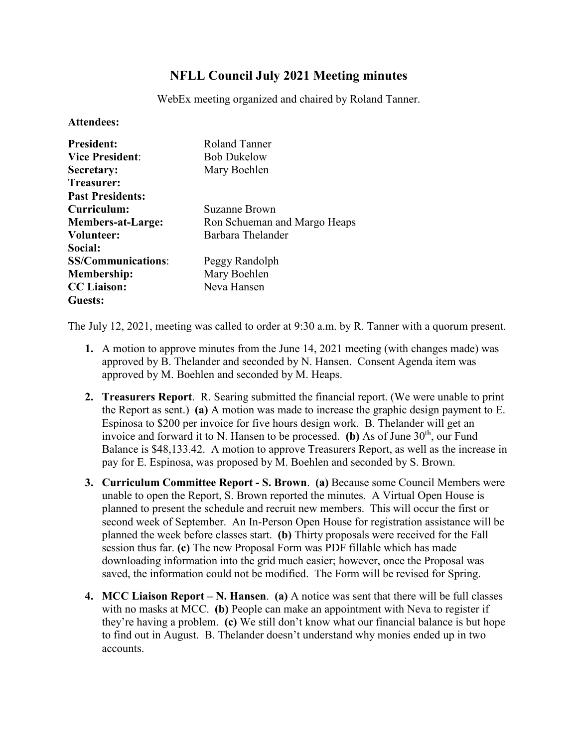# NFLL Council July 2021 Meeting minutes

WebEx meeting organized and chaired by Roland Tanner.

**Attendees:**

| | |
|---|---|
| **President:** | Roland Tanner |
| **Vice President**: | Bob Dukelow |
| **Secretary:** | Mary Boehlen |
| **Treasurer:** | |
| **Past Presidents:** | |
| **Curriculum:** | Suzanne Brown |
| **Members-at-Large:** | Ron Schueman and Margo Heaps |
| **Volunteer:** | Barbara Thelander |
| **Social:** | |
| **SS/Communications**: | Peggy Randolph |
| **Membership:** | Mary Boehlen |
| **CC Liaison:** | Neva Hansen |
| **Guests:** | |

The July 12, 2021, meeting was called to order at 9:30 a.m. by R. Tanner with a quorum present.

1. A motion to approve minutes from the June 14, 2021 meeting (with changes made) was approved by B. Thelander and seconded by N. Hansen. Consent Agenda item was approved by M. Boehlen and seconded by M. Heaps.

2. **Treasurers Report**. R. Searing submitted the financial report. (We were unable to print the Report as sent.) **(a)** A motion was made to increase the graphic design payment to E. Espinosa to $200 per invoice for five hours design work. B. Thelander will get an invoice and forward it to N. Hansen to be processed. **(b)** As of June 30th, our Fund Balance is $48,133.42. A motion to approve Treasurers Report, as well as the increase in pay for E. Espinosa, was proposed by M. Boehlen and seconded by S. Brown.

3. **Curriculum Committee Report - S. Brown**. **(a)** Because some Council Members were unable to open the Report, S. Brown reported the minutes. A Virtual Open House is planned to present the schedule and recruit new members. This will occur the first or second week of September. An In-Person Open House for registration assistance will be planned the week before classes start. **(b)** Thirty proposals were received for the Fall session thus far. **(c)** The new Proposal Form was PDF fillable which has made downloading information into the grid much easier; however, once the Proposal was saved, the information could not be modified. The Form will be revised for Spring.

4. **MCC Liaison Report – N. Hansen**. **(a)** A notice was sent that there will be full classes with no masks at MCC. **(b)** People can make an appointment with Neva to register if they're having a problem. **(c)** We still don't know what our financial balance is but hope to find out in August. B. Thelander doesn't understand why monies ended up in two accounts.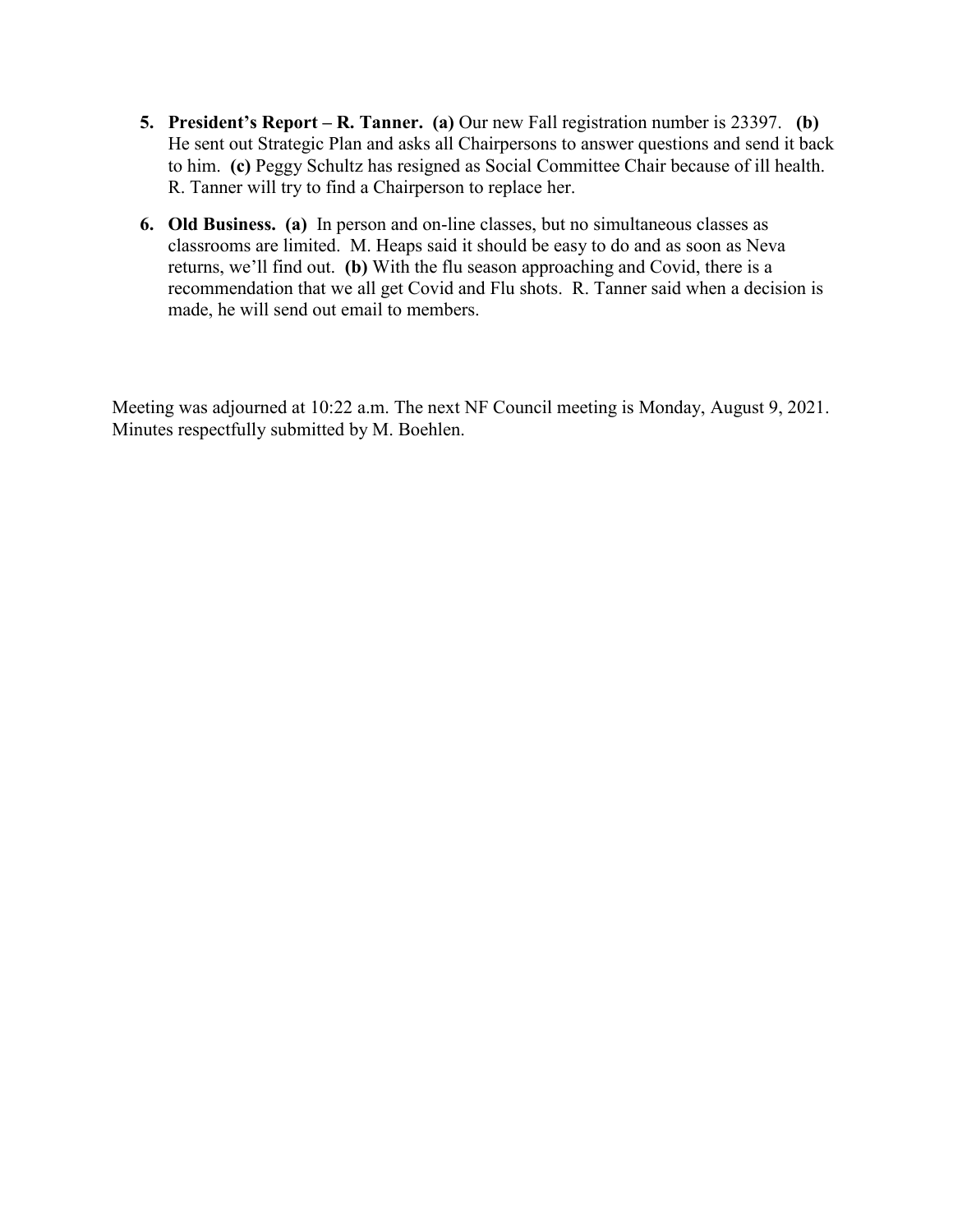5. **President's Report – R. Tanner.** **(a)** Our new Fall registration number is 23397. **(b)** He sent out Strategic Plan and asks all Chairpersons to answer questions and send it back to him. **(c)** Peggy Schultz has resigned as Social Committee Chair because of ill health. R. Tanner will try to find a Chairperson to replace her.

6. **Old Business.** **(a)** In person and on-line classes, but no simultaneous classes as classrooms are limited. M. Heaps said it should be easy to do and as soon as Neva returns, we'll find out. **(b)** With the flu season approaching and Covid, there is a recommendation that we all get Covid and Flu shots. R. Tanner said when a decision is made, he will send out email to members.

Meeting was adjourned at 10:22 a.m. The next NF Council meeting is Monday, August 9, 2021. Minutes respectfully submitted by M. Boehlen.